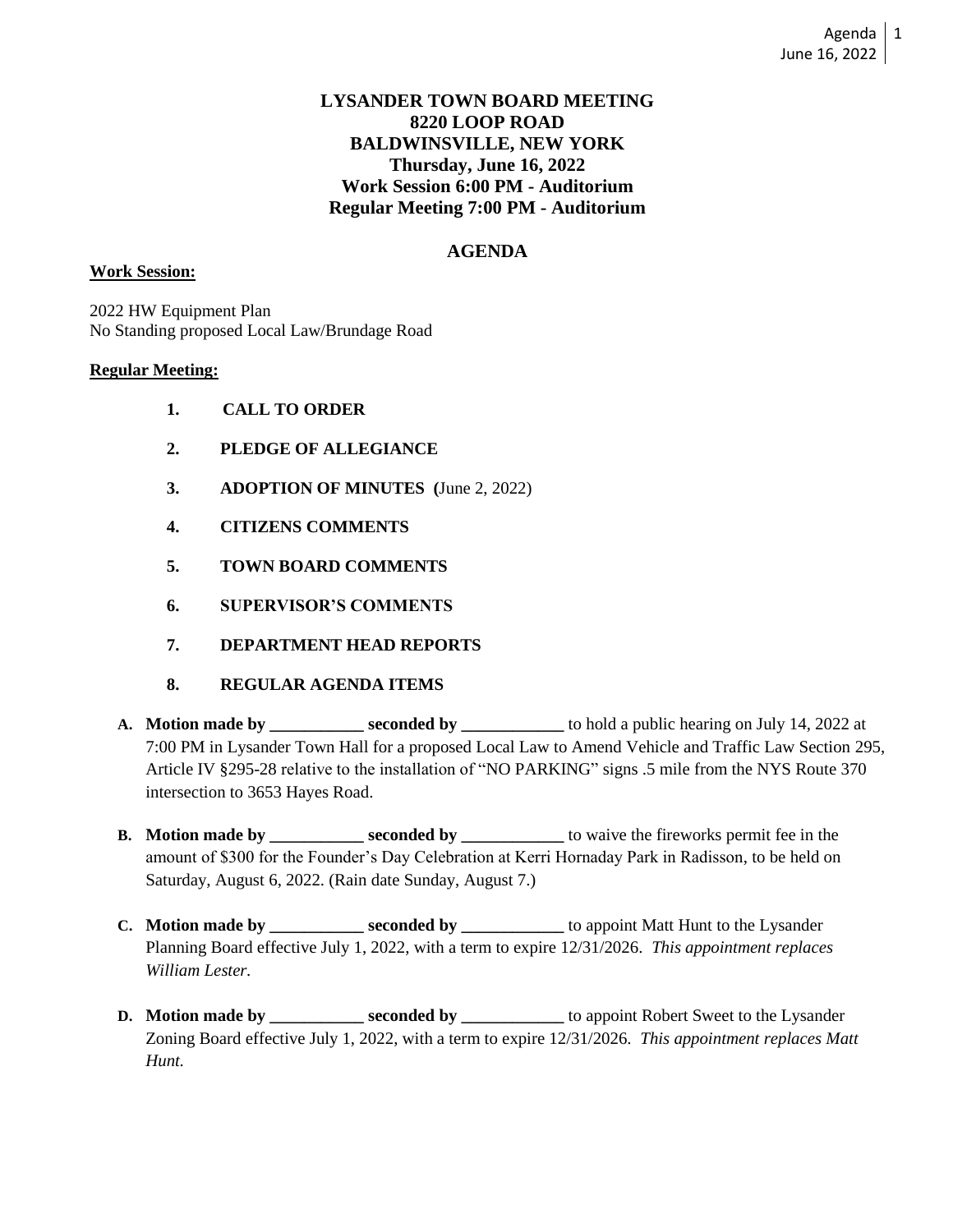# LYSANDER TOWN BOARD MEETING
## 8220 LOOP ROAD
## BALDWINSVILLE, NEW YORK
## Thursday, June 16, 2022
## Work Session 6:00 PM - Auditorium
## Regular Meeting 7:00 PM - Auditorium

## AGENDA

**Work Session:**

2022 HW Equipment Plan
No Standing proposed Local Law/Brundage Road

**Regular Meeting:**

1. **CALL TO ORDER**
2. **PLEDGE OF ALLEGIANCE**
3. **ADOPTION OF MINUTES (**June 2, 2022)
4. **CITIZENS COMMENTS**
5. **TOWN BOARD COMMENTS**
6. **SUPERVISOR'S COMMENTS**
7. **DEPARTMENT HEAD REPORTS**
8. **REGULAR AGENDA ITEMS**

**A. Motion made by ___________ seconded by ____________** to hold a public hearing on July 14, 2022 at 7:00 PM in Lysander Town Hall for a proposed Local Law to Amend Vehicle and Traffic Law Section 295, Article IV §295-28 relative to the installation of "NO PARKING" signs .5 mile from the NYS Route 370 intersection to 3653 Hayes Road.

**B. Motion made by ___________ seconded by ____________** to waive the fireworks permit fee in the amount of $300 for the Founder's Day Celebration at Kerri Hornaday Park in Radisson, to be held on Saturday, August 6, 2022. (Rain date Sunday, August 7.)

**C. Motion made by ___________ seconded by ____________** to appoint Matt Hunt to the Lysander Planning Board effective July 1, 2022, with a term to expire 12/31/2026. *This appointment replaces William Lester.*

**D. Motion made by ___________ seconded by ____________** to appoint Robert Sweet to the Lysander Zoning Board effective July 1, 2022, with a term to expire 12/31/2026. *This appointment replaces Matt Hunt.*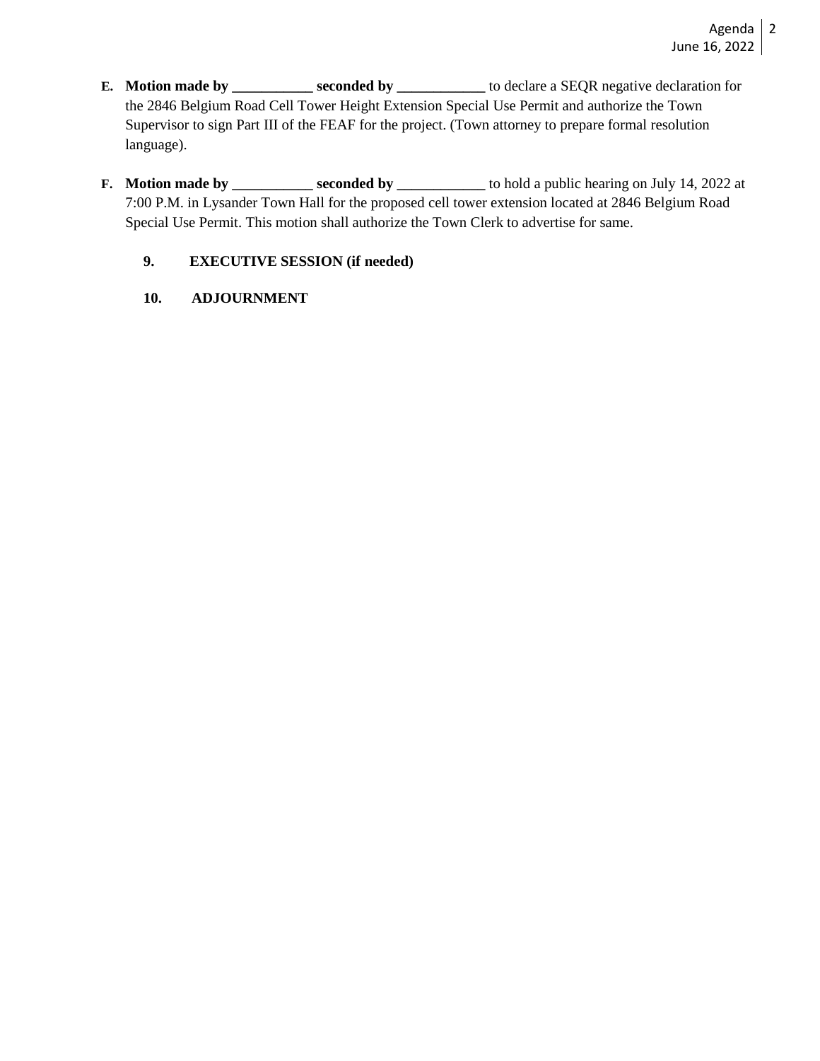**E. Motion made by ___________ seconded by ____________** to declare a SEQR negative declaration for the 2846 Belgium Road Cell Tower Height Extension Special Use Permit and authorize the Town Supervisor to sign Part III of the FEAF for the project. (Town attorney to prepare formal resolution language).

**F. Motion made by ___________ seconded by ____________** to hold a public hearing on July 14, 2022 at 7:00 P.M. in Lysander Town Hall for the proposed cell tower extension located at 2846 Belgium Road Special Use Permit. This motion shall authorize the Town Clerk to advertise for same.

**9. EXECUTIVE SESSION (if needed)**

**10. ADJOURNMENT**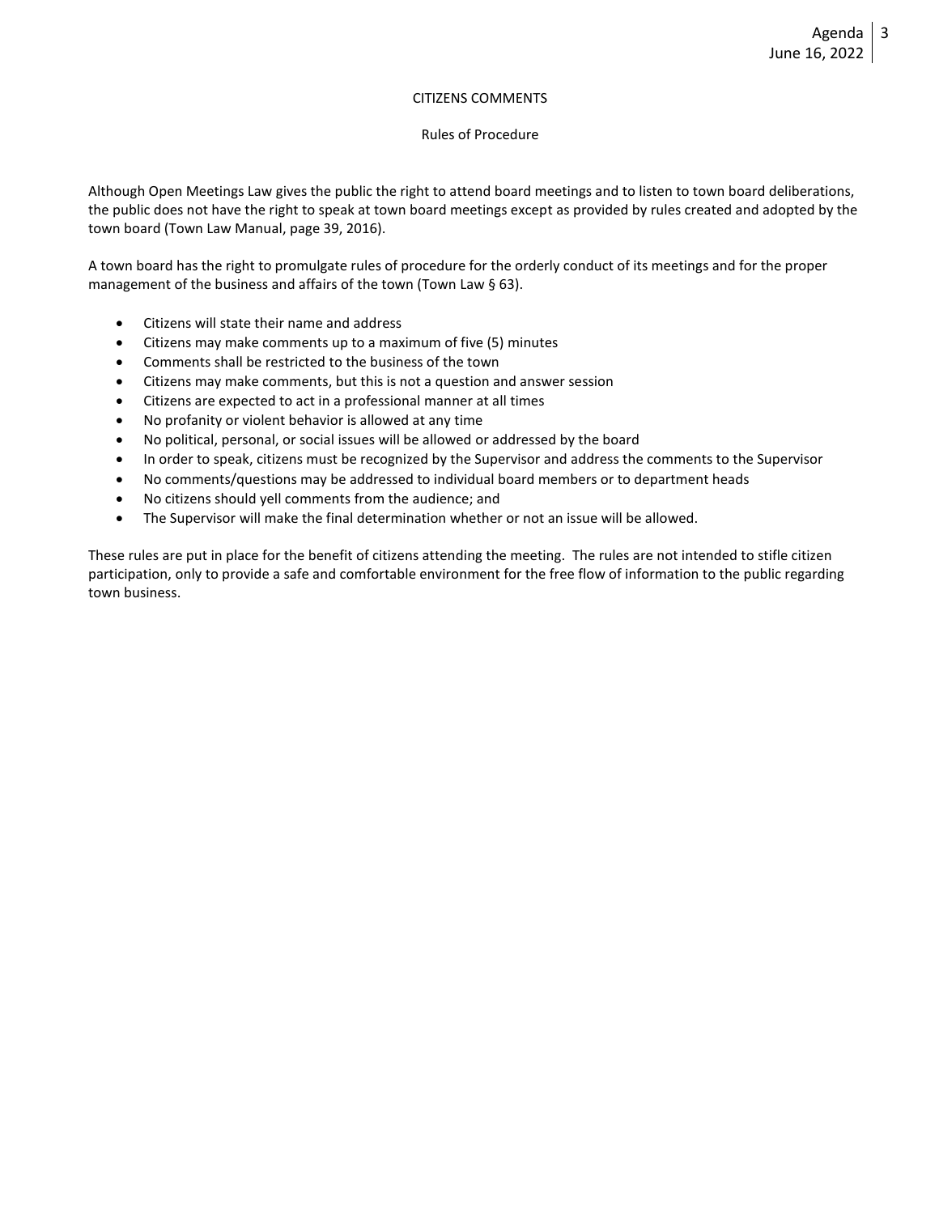## CITIZENS COMMENTS

### Rules of Procedure

Although Open Meetings Law gives the public the right to attend board meetings and to listen to town board deliberations, the public does not have the right to speak at town board meetings except as provided by rules created and adopted by the town board (Town Law Manual, page 39, 2016).

A town board has the right to promulgate rules of procedure for the orderly conduct of its meetings and for the proper management of the business and affairs of the town (Town Law § 63).

- Citizens will state their name and address
- Citizens may make comments up to a maximum of five (5) minutes
- Comments shall be restricted to the business of the town
- Citizens may make comments, but this is not a question and answer session
- Citizens are expected to act in a professional manner at all times
- No profanity or violent behavior is allowed at any time
- No political, personal, or social issues will be allowed or addressed by the board
- In order to speak, citizens must be recognized by the Supervisor and address the comments to the Supervisor
- No comments/questions may be addressed to individual board members or to department heads
- No citizens should yell comments from the audience; and
- The Supervisor will make the final determination whether or not an issue will be allowed.

These rules are put in place for the benefit of citizens attending the meeting. The rules are not intended to stifle citizen participation, only to provide a safe and comfortable environment for the free flow of information to the public regarding town business.